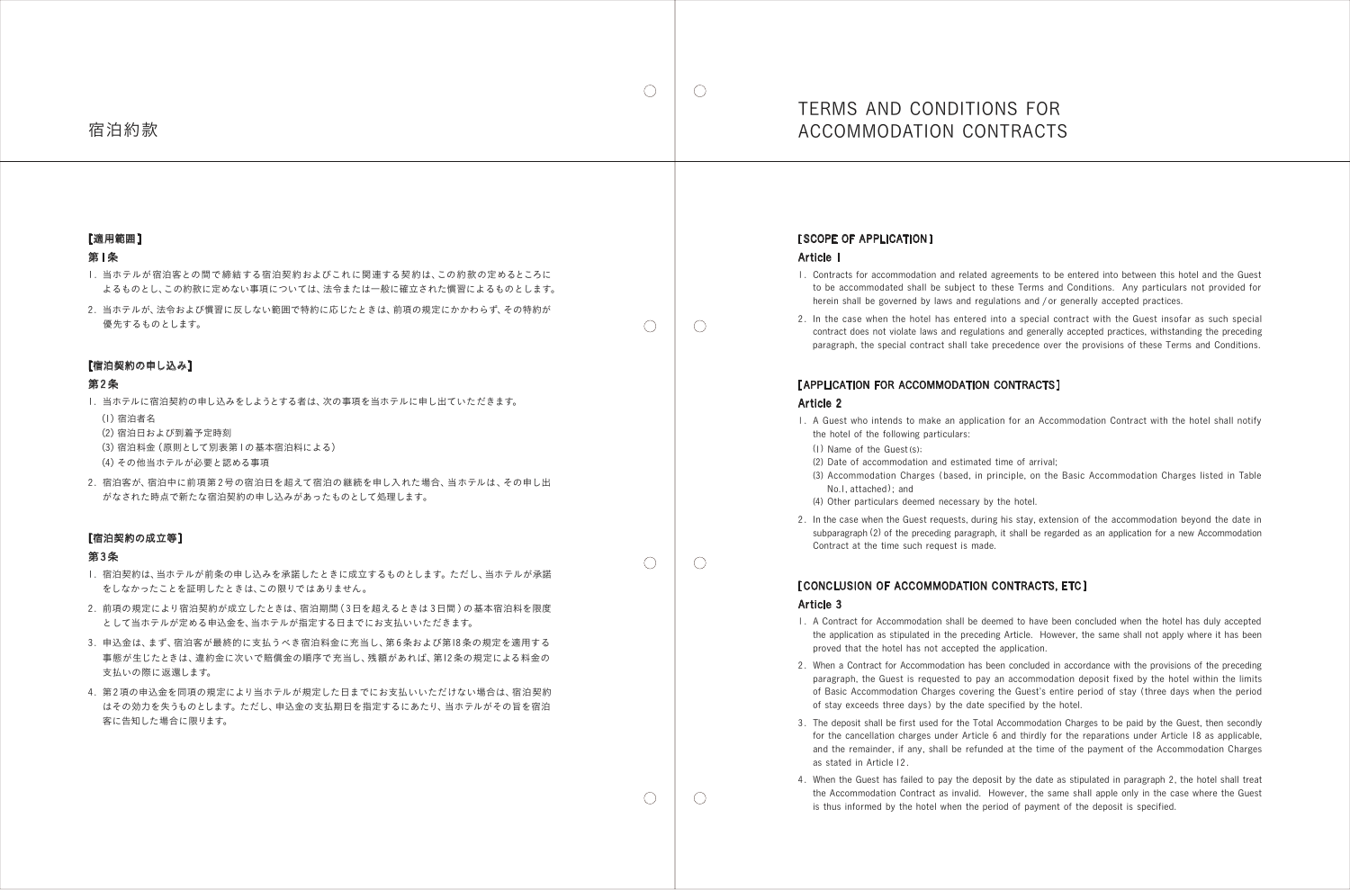# 宿泊約款

## 【適用範囲】

### 第1条

1. 当ホテルが宿泊客との間で締結する宿泊契約およびこれに関連する契約は、この約款の定めるところによるものとし、この約款に定めない事項については、法令または一般に確立された慣習によるものとします。
2. 当ホテルが、法令および慣習に反しない範囲で特約に応じたときは、前項の規定にかかわらず、その特約が優先するものとします。

## 【宿泊契約の申し込み】

### 第2条

1. 当ホテルに宿泊契約の申し込みをしようとする者は、次の事項を当ホテルに申し出ていただきます。
   (1) 宿泊者名
   (2) 宿泊日および到着予定時刻
   (3) 宿泊料金（原則として別表第1の基本宿泊料による）
   (4) その他当ホテルが必要と認める事項
2. 宿泊客が、宿泊中に前項第2号の宿泊日を超えて宿泊の継続を申し入れた場合、当ホテルは、その申し出がなされた時点で新たな宿泊契約の申し込みがあったものとして処理します。

## 【宿泊契約の成立等】

### 第3条

1. 宿泊契約は、当ホテルが前条の申し込みを承諾したときに成立するものとします。ただし、当ホテルが承諾をしなかったことを証明したときは、この限りではありません。
2. 前項の規定により宿泊契約が成立したときは、宿泊期間（3日を超えるときは3日間）の基本宿泊料を限度として当ホテルが定める申込金を、当ホテルが指定する日までにお支払いいただきます。
3. 申込金は、まず、宿泊客が最終的に支払うべき宿泊料金に充当し、第6条および第18条の規定を適用する事態が生じたときは、違約金に次いで賠償金の順序で充当し、残額があれば、第12条の規定による料金の支払いの際に返還します。
4. 第2項の申込金を同項の規定により当ホテルが規定した日までにお支払いいただけない場合は、宿泊契約はその効力を失うものとします。ただし、申込金の支払期日を指定するにあたり、当ホテルがその旨を宿泊客に告知した場合に限ります。

# TERMS AND CONDITIONS FOR ACCOMMODATION CONTRACTS

## [SCOPE OF APPLICATION]

### Article 1

1. Contracts for accommodation and related agreements to be entered into between this hotel and the Guest to be accommodated shall be subject to these Terms and Conditions. Any particulars not provided for herein shall be governed by laws and regulations and /or generally accepted practices.
2. In the case when the hotel has entered into a special contract with the Guest insofar as such special contract does not violate laws and regulations and generally accepted practices, withstanding the preceding paragraph, the special contract shall take precedence over the provisions of these Terms and Conditions.

## [APPLICATION FOR ACCOMMODATION CONTRACTS]

### Article 2

1. A Guest who intends to make an application for an Accommodation Contract with the hotel shall notify the hotel of the following particulars:
   (1) Name of the Guest(s);
   (2) Date of accommodation and estimated time of arrival;
   (3) Accommodation Charges (based, in principle, on the Basic Accommodation Charges listed in Table No.1, attached); and
   (4) Other particulars deemed necessary by the hotel.
2. In the case when the Guest requests, during his stay, extension of the accommodation beyond the date in subparagraph (2) of the preceding paragraph, it shall be regarded as an application for a new Accommodation Contract at the time such request is made.

## [CONCLUSION OF ACCOMMODATION CONTRACTS, ETC]

### Article 3

1. A Contract for Accommodation shall be deemed to have been concluded when the hotel has duly accepted the application as stipulated in the preceding Article. However, the same shall not apply where it has been proved that the hotel has not accepted the application.
2. When a Contract for Accommodation has been concluded in accordance with the provisions of the preceding paragraph, the Guest is requested to pay an accommodation deposit fixed by the hotel within the limits of Basic Accommodation Charges covering the Guest's entire period of stay (three days when the period of stay exceeds three days) by the date specified by the hotel.
3. The deposit shall be first used for the Total Accommodation Charges to be paid by the Guest, then secondly for the cancellation charges under Article 6 and thirdly for the reparations under Article 18 as applicable, and the remainder, if any, shall be refunded at the time of the payment of the Accommodation Charges as stated in Article 12.
4. When the Guest has failed to pay the deposit by the date as stipulated in paragraph 2, the hotel shall treat the Accommodation Contract as invalid. However, the same shall apple only in the case where the Guest is thus informed by the hotel when the period of payment of the deposit is specified.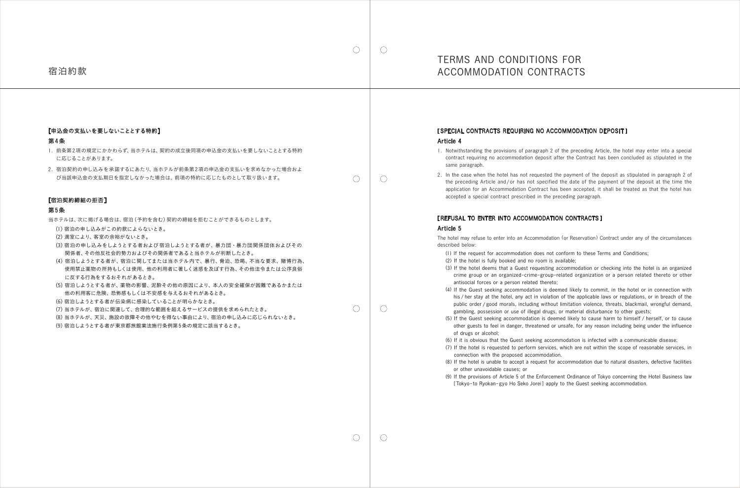# 宿泊約款

**【申込金の支払いを要しないこととする特約】**

**第4条**

1. 前条第2項の規定にかかわらず、当ホテルは、契約の成立後同項の申込金の支払いを要しないこととする特約に応じることがあります。
2. 宿泊契約の申し込みを承諾するにあたり、当ホテルが前条第2項の申込金の支払いを求めなかった場合および当該申込金の支払期日を指定しなかった場合は、前項の特約に応じたものとして取り扱います。

**【宿泊契約締結の拒否】**

**第5条**

当ホテルは、次に掲げる場合は、宿泊（予約を含む）契約の締結を拒むことができるものとします。

(1) 宿泊の申し込みがこの約款によらないとき。
(2) 満室により、客室の余裕がないとき。
(3) 宿泊の申し込みをしようとする者および宿泊しようとする者が、暴力団・暴力団関係団体およびその関係者、その他反社会的勢力およびその関係者であると当ホテルが判断したとき。
(4) 宿泊しようとする者が、宿泊に関してまたは当ホテル内で、暴行、脅迫、恐喝、不当な要求、賭博行為、使用禁止薬物の所持もしくは使用、他の利用者に著しく迷惑を及ぼす行為、その他法令または公序良俗に反する行為をするおそれがあるとき。
(5) 宿泊しようとする者が、薬物の影響、泥酔その他の原因により、本人の安全確保が困難であるかまたは他の利用客に危険、恐怖感もしくは不安感を与えるおそれがあるとき。
(6) 宿泊しようとする者が伝染病に感染していることが明らかなとき。
(7) 当ホテルが、宿泊に関連して、合理的な範囲を超えるサービスの提供を求められたとき。
(8) 当ホテルが、天災、施設の故障その他やむを得ない事由により、宿泊の申し込みに応じられないとき。
(9) 宿泊しようとする者が東京都旅館業法施行条例第5条の規定に該当するとき。

# TERMS AND CONDITIONS FOR ACCOMMODATION CONTRACTS

**[SPECIAL CONTRACTS REQUIRING NO ACCOMMODATION DEPOSIT]**

**Article 4**

1. Notwithstanding the provisions of paragraph 2 of the preceding Article, the hotel may enter into a special contract requiring no accommodation deposit after the Contract has been concluded as stipulated in the same paragraph.
2. In the case when the hotel has not requested the payment of the deposit as stipulated in paragraph 2 of the preceding Article and/or has not specified the date of the payment of the deposit at the time the application for an Accommodation Contract has been accepted, it shall be treated as that the hotel has accepted a special contract prescribed in the preceding paragraph.

**[REFUSAL TO ENTER INTO ACCOMMODATION CONTRACTS]**

**Article 5**

The hotel may refuse to enter into an Accommodation (or Reservation) Contract under any of the circumstances described below:

(1) If the request for accommodation does not conform to these Terms and Conditions;
(2) If the hotel is fully booked and no room is available;
(3) If the hotel deems that a Guest requesting accommodation or checking into the hotel is an organized crime group or an organized-crime-group-related organization or a person related thereto or other antisocial forces or a person related thereto;
(4) If the Guest seeking accommodation is deemed likely to commit, in the hotel or in connection with his / her stay at the hotel, any act in violation of the applicable laws or regulations, or in breach of the public order / good morals, including without limitation violence, threats, blackmail, wrongful demand, gambling, possession or use of illegal drugs, or material disturbance to other guests;
(5) If the Guest seeking accommodation is deemed likely to cause harm to himself / herself, or to cause other guests to feel in danger, threatened or unsafe, for any reason including being under the influence of drugs or alcohol;
(6) If it is obvious that the Guest seeking accommodation is infected with a communicable disease;
(7) If the hotel is requested to perform services, which are not within the scope of reasonable services, in connection with the proposed accommodation.
(8) If the hotel is unable to accept a request for accommodation due to natural disasters, defective facilities or other unavoidable causes; or
(9) If the provisions of Article 5 of the Enforcement Ordinance of Tokyo concerning the Hotel Business law [Tokyo-to Ryokan-gyo Ho Seko Jorei] apply to the Guest seeking accommodation.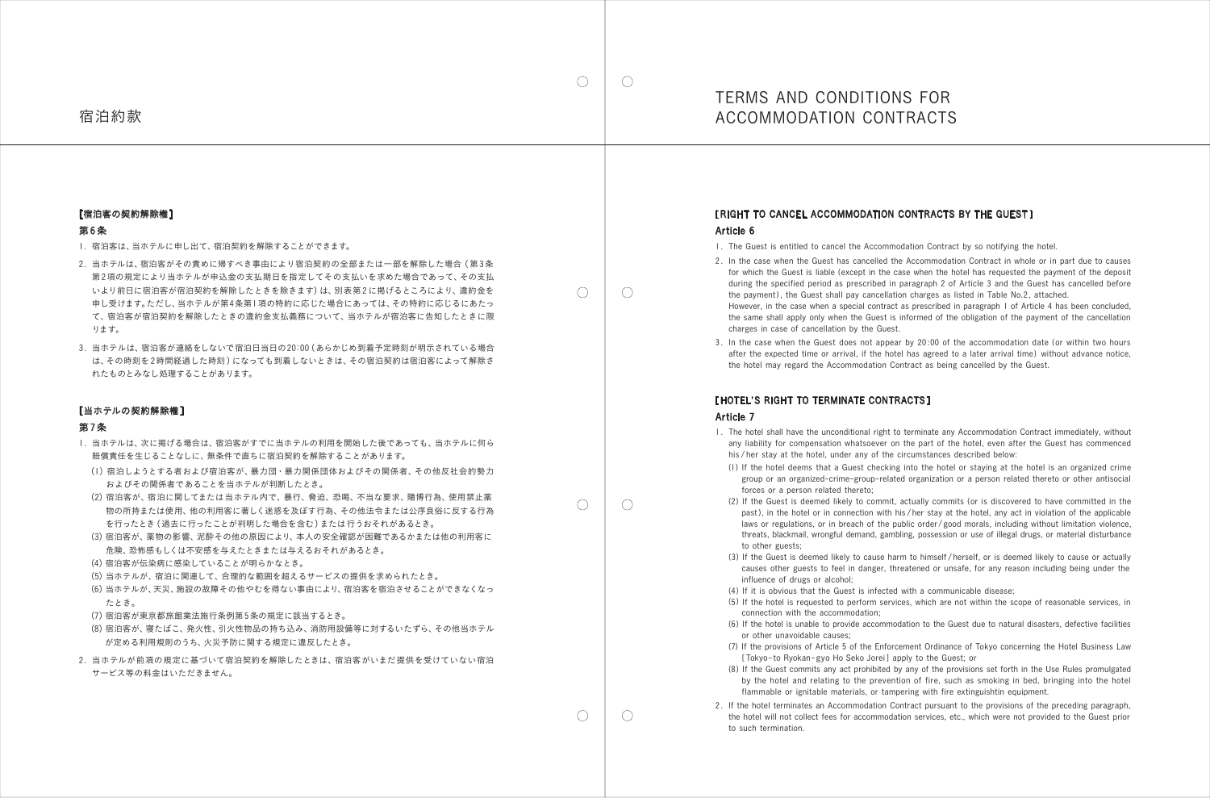# 宿泊約款

**【宿泊客の契約解除権】**

**第6条**

1. 宿泊客は、当ホテルに申し出て、宿泊契約を解除することができます。
2. 当ホテルは、宿泊客がその責めに帰すべき事由により宿泊契約の全部または一部を解除した場合（第3条第2項の規定により当ホテルが申込金の支払期日を指定してその支払いを求めた場合であって、その支払いより前日に宿泊客が宿泊契約を解除したときを除きます）は、別表第2に掲げるところにより、違約金を申し受けます。ただし、当ホテルが第4条第1項の特約に応じた場合にあっては、その特約に応じるにあたって、宿泊客が宿泊契約を解除したときの違約金支払義務について、当ホテルが宿泊客に告知したときに限ります。
3. 当ホテルは、宿泊客が連絡をしないで宿泊日当日の20:00（あらかじめ到着予定時刻が明示されている場合は、その時刻を2時間経過した時刻）になっても到着しないときは、その宿泊契約は宿泊客によって解除されたものとみなし処理することがあります。

**【当ホテルの契約解除権】**

**第7条**

1. 当ホテルは、次に掲げる場合は、宿泊客がすでに当ホテルの利用を開始した後であっても、当ホテルに何ら賠償責任を生じることなしに、無条件で直ちに宿泊契約を解除することがあります。
   (1) 宿泊しようとする者および宿泊客が、暴力団・暴力関係団体およびその関係者、その他反社会的勢力およびその関係者であることを当ホテルが判断したとき。
   (2) 宿泊客が、宿泊に関してまたは当ホテル内で、暴行、脅迫、恐喝、不当な要求、賭博行為、使用禁止薬物の所持または使用、他の利用客に著しく迷惑を及ぼす行為、その他法令または公序良俗に反する行為を行ったとき（過去に行ったことが判明した場合を含む）または行うおそれがあるとき。
   (3) 宿泊客が、薬物の影響、泥酔その他の原因により、本人の安全確認が困難であるかまたは他の利用客に危険、恐怖感もしくは不安感を与えたときまたは与えるおそれがあるとき。
   (4) 宿泊客が伝染病に感染していることが明らかなとき。
   (5) 当ホテルが、宿泊に関連して、合理的な範囲を超えるサービスの提供を求められたとき。
   (6) 当ホテルが、天災、施設の故障その他やむを得ない事由により、宿泊客を宿泊させることができなくなったとき。
   (7) 宿泊客が東京都旅館業法施行条例第5条の規定に該当するとき。
   (8) 宿泊客が、寝たばこ、発火性、引火性物品の持ち込み、消防用設備等に対するいたずら、その他当ホテルが定める利用規則のうち、火災予防に関する規定に違反したとき。
2. 当ホテルが前項の規定に基づいて宿泊契約を解除したときは、宿泊客がいまだ提供を受けていない宿泊サービス等の料金はいただきません。

# TERMS AND CONDITIONS FOR ACCOMMODATION CONTRACTS

**[RIGHT TO CANCEL ACCOMMODATION CONTRACTS BY THE GUEST]**

**Article 6**

1. The Guest is entitled to cancel the Accommodation Contract by so notifying the hotel.
2. In the case when the Guest has cancelled the Accommodation Contract in whole or in part due to causes for which the Guest is liable (except in the case when the hotel has requested the payment of the deposit during the specified period as prescribed in paragraph 2 of Article 3 and the Guest has cancelled before the payment), the Guest shall pay cancellation charges as listed in Table No.2, attached.
   However, in the case when a special contract as prescribed in paragraph 1 of Article 4 has been concluded, the same shall apply only when the Guest is informed of the obligation of the payment of the cancellation charges in case of cancellation by the Guest.
3. In the case when the Guest does not appear by 20:00 of the accommodation date (or within two hours after the expected time or arrival, if the hotel has agreed to a later arrival time) without advance notice, the hotel may regard the Accommodation Contract as being cancelled by the Guest.

**[HOTEL'S RIGHT TO TERMINATE CONTRACTS]**

**Article 7**

1. The hotel shall have the unconditional right to terminate any Accommodation Contract immediately, without any liability for compensation whatsoever on the part of the hotel, even after the Guest has commenced his/her stay at the hotel, under any of the circumstances described below:
   (1) If the hotel deems that a Guest checking into the hotel or staying at the hotel is an organized crime group or an organized-crime-group-related organization or a person related thereto or other antisocial forces or a person related thereto;
   (2) If the Guest is deemed likely to commit, actually commits (or is discovered to have committed in the past), in the hotel or in connection with his/her stay at the hotel, any act in violation of the applicable laws or regulations, or in breach of the public order/good morals, including without limitation violence, threats, blackmail, wrongful demand, gambling, possession or use of illegal drugs, or material disturbance to other guests;
   (3) If the Guest is deemed likely to cause harm to himself/herself, or is deemed likely to cause or actually causes other guests to feel in danger, threatened or unsafe, for any reason including being under the influence of drugs or alcohol;
   (4) If it is obvious that the Guest is infected with a communicable disease;
   (5) If the hotel is requested to perform services, which are not within the scope of reasonable services, in connection with the accommodation;
   (6) If the hotel is unable to provide accommodation to the Guest due to natural disasters, defective facilities or other unavoidable causes;
   (7) If the provisions of Article 5 of the Enforcement Ordinance of Tokyo concerning the Hotel Business Law [Tokyo-to Ryokan-gyo Ho Seko Jorei] apply to the Guest; or
   (8) If the Guest commits any act prohibited by any of the provisions set forth in the Use Rules promulgated by the hotel and relating to the prevention of fire, such as smoking in bed, bringing into the hotel flammable or ignitable materials, or tampering with fire extinguishing equipment.
2. If the hotel terminates an Accommodation Contract pursuant to the provisions of the preceding paragraph, the hotel will not collect fees for accommodation services, etc., which were not provided to the Guest prior to such termination.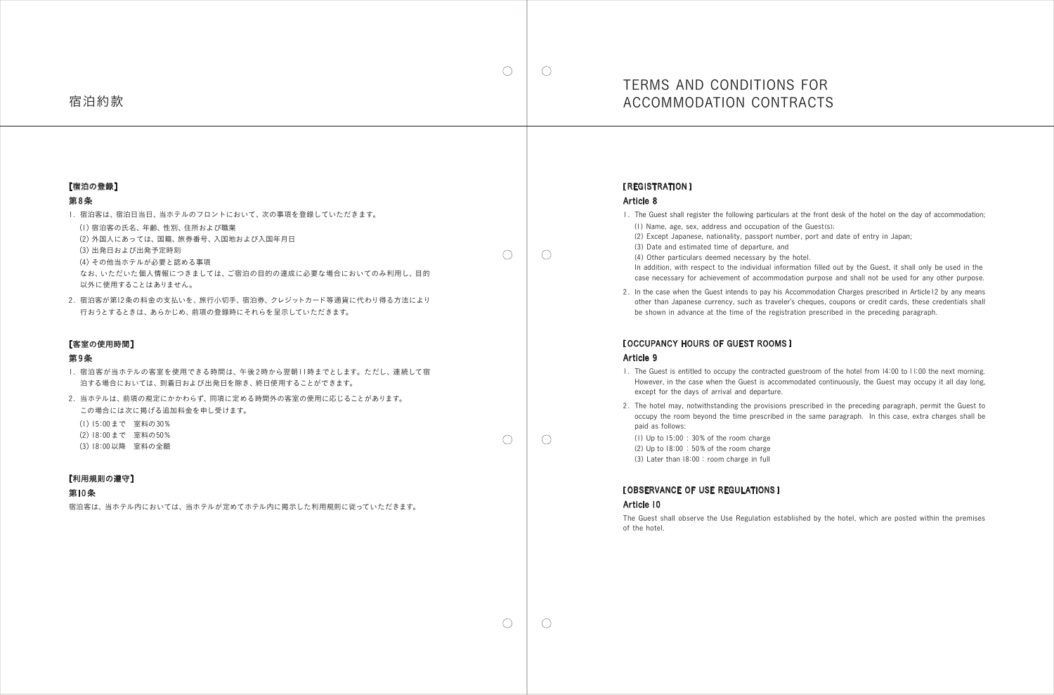# 宿泊約款

**【宿泊の登録】**

**第8条**

1. 宿泊客は、宿泊日当日、当ホテルのフロントにおいて、次の事項を登録していただきます。
   (1) 宿泊客の氏名、年齢、性別、住所および職業
   (2) 外国人にあっては、国籍、旅券番号、入国地および入国年月日
   (3) 出発日および出発予定時刻
   (4) その他当ホテルが必要と認める事項
   なお、いただいた個人情報につきましては、ご宿泊の目的の達成に必要な場合においてのみ利用し、目的以外に使用することはありません。
2. 宿泊客が第12条の料金の支払いを、旅行小切手、宿泊券、クレジットカード等通貨に代わり得る方法により行おうとするときは、あらかじめ、前項の登録時にそれらを呈示していただきます。

**【客室の使用時間】**

**第9条**

1. 宿泊客が当ホテルの客室を使用できる時間は、午後2時から翌朝11時までとします。ただし、連続して宿泊する場合においては、到着日および出発日を除き、終日使用することができます。
2. 当ホテルは、前項の規定にかかわらず、同項に定める時間外の客室の使用に応じることがあります。
   この場合には次に掲げる追加料金を申し受けます。
   (1) 15:00まで　室料の30%
   (2) 18:00まで　室料の50%
   (3) 18:00以降　室料の全額

**【利用規則の遵守】**

**第10条**

宿泊客は、当ホテル内においては、当ホテルが定めてホテル内に掲示した利用規則に従っていただきます。

# TERMS AND CONDITIONS FOR ACCOMMODATION CONTRACTS

**[REGISTRATION]**

**Article 8**

1. The Guest shall register the following particulars at the front desk of the hotel on the day of accommodation;
   (1) Name, age, sex, address and occupation of the Guest(s);
   (2) Except Japanese, nationality, passport number, port and date of entry in Japan;
   (3) Date and estimated time of departure, and
   (4) Other particulars deemed necessary by the hotel.
   In addition, with respect to the individual information filled out by the Guest, it shall only be used in the case necessary for achievement of accommodation purpose and shall not be used for any other purpose.
2. In the case when the Guest intends to pay his Accommodation Charges prescribed in Article 12 by any means other than Japanese currency, such as traveler's cheques, coupons or credit cards, these credentials shall be shown in advance at the time of the registration prescribed in the preceding paragraph.

**[OCCUPANCY HOURS OF GUEST ROOMS]**

**Article 9**

1. The Guest is entitled to occupy the contracted guestroom of the hotel from 14:00 to 11:00 the next morning. However, in the case when the Guest is accommodated continuously, the Guest may occupy it all day long, except for the days of arrival and departure.
2. The hotel may, notwithstanding the provisions prescribed in the preceding paragraph, permit the Guest to occupy the room beyond the time prescribed in the same paragraph. In this case, extra charges shall be paid as follows:
   (1) Up to 15:00 : 30% of the room charge
   (2) Up to 18:00 : 50% of the room charge
   (3) Later than 18:00 : room charge in full

**[OBSERVANCE OF USE REGULATIONS]**

**Article 10**

The Guest shall observe the Use Regulation established by the hotel, which are posted within the premises of the hotel.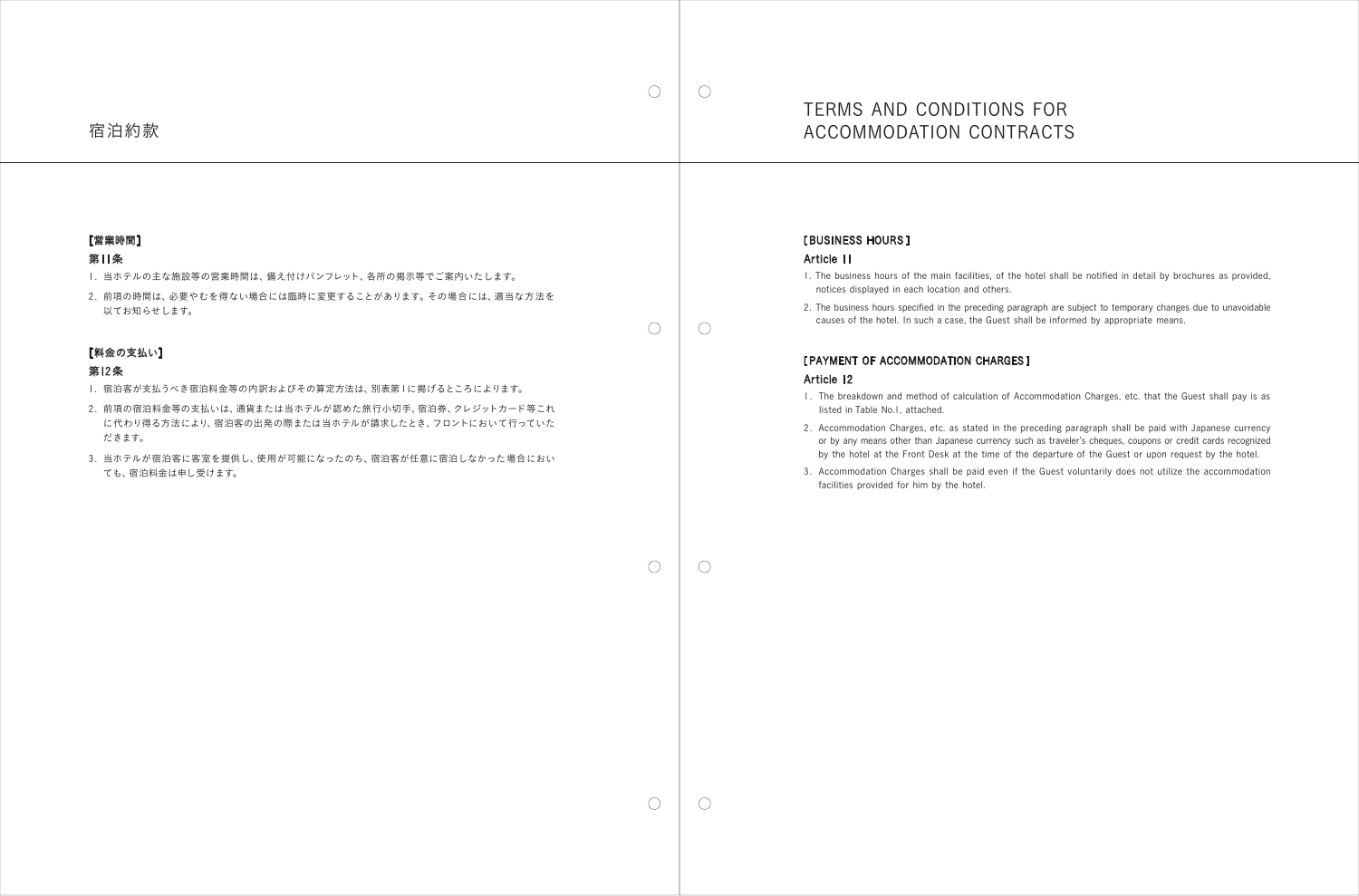# 宿泊約款

## 【営業時間】

### 第11条

1. 当ホテルの主な施設等の営業時間は、備え付けパンフレット、各所の掲示等でご案内いたします。
2. 前項の時間は、必要やむを得ない場合には臨時に変更することがあります。その場合には、適当な方法を以てお知らせします。

## 【料金の支払い】

### 第12条

1. 宿泊客が支払うべき宿泊料金等の内訳およびその算定方法は、別表第1に掲げるところによります。
2. 前項の宿泊料金等の支払いは、通貨または当ホテルが認めた旅行小切手、宿泊券、クレジットカード等これに代わり得る方法により、宿泊客の出発の際または当ホテルが請求したとき、フロントにおいて行っていただきます。
3. 当ホテルが宿泊客に客室を提供し、使用が可能になったのち、宿泊客が任意に宿泊しなかった場合においても、宿泊料金は申し受けます。

# TERMS AND CONDITIONS FOR ACCOMMODATION CONTRACTS

## [BUSINESS HOURS]

### Article 11

1. The business hours of the main facilities, of the hotel shall be notified in detail by brochures as provided, notices displayed in each location and others.
2. The business hours specified in the preceding paragraph are subject to temporary changes due to unavoidable causes of the hotel. In such a case, the Guest shall be informed by appropriate means.

## [PAYMENT OF ACCOMMODATION CHARGES]

### Article 12

1. The breakdown and method of calculation of Accommodation Charges, etc. that the Guest shall pay is as listed in Table No.1, attached.
2. Accommodation Charges, etc. as stated in the preceding paragraph shall be paid with Japanese currency or by any means other than Japanese currency such as traveler's cheques, coupons or credit cards recognized by the hotel at the Front Desk at the time of the departure of the Guest or upon request by the hotel.
3. Accommodation Charges shall be paid even if the Guest voluntarily does not utilize the accommodation facilities provided for him by the hotel.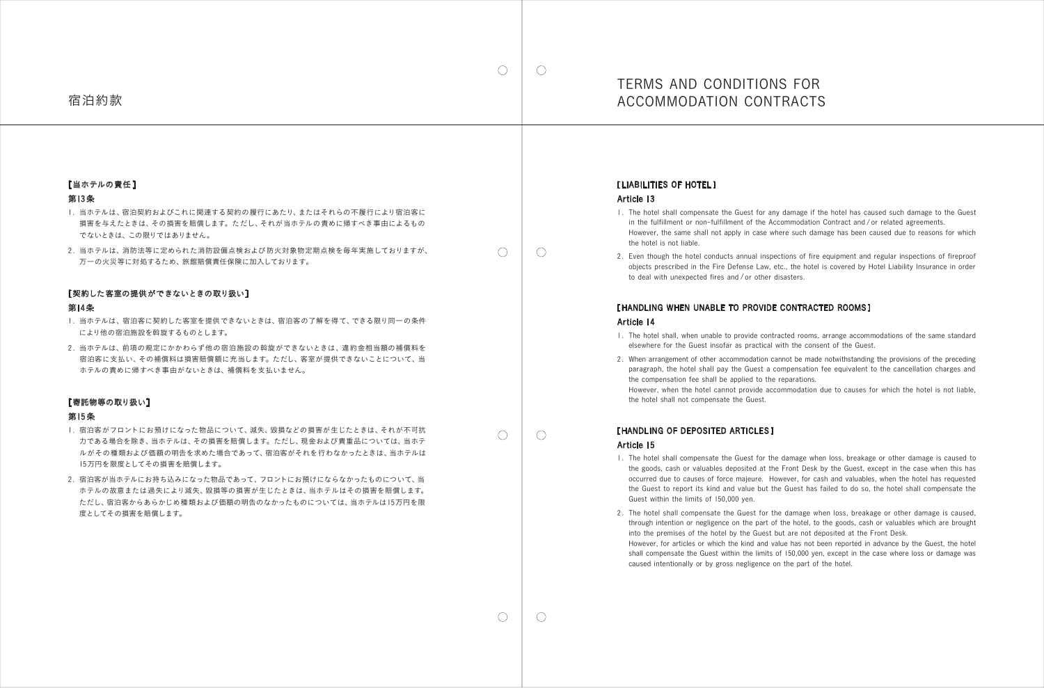# 宿泊約款

**【当ホテルの責任】**

**第13条**

1. 当ホテルは、宿泊契約およびこれに関連する契約の履行にあたり、またはそれらの不履行により宿泊客に損害を与えたときは、その損害を賠償します。ただし、それが当ホテルの責めに帰すべき事由によるものでないときは、この限りではありません。
2. 当ホテルは、消防法等に定められた消防設備点検および防火対象物定期点検を毎年実施しておりますが、万一の火災等に対処するため、旅館賠償責任保険に加入しております。

**【契約した客室の提供ができないときの取り扱い】**

**第14条**

1. 当ホテルは、宿泊客に契約した客室を提供できないときは、宿泊客の了解を得て、できる限り同一の条件により他の宿泊施設を斡旋するものとします。
2. 当ホテルは、前項の規定にかかわらず他の宿泊施設の斡旋ができないときは、違約金相当額の補償料を宿泊客に支払い、その補償料は損害賠償額に充当します。ただし、客室が提供できないことについて、当ホテルの責めに帰すべき事由がないときは、補償料を支払いません。

**【寄託物等の取り扱い】**

**第15条**

1. 宿泊客がフロントにお預けになった物品について、滅失、毀損などの損害が生じたときは、それが不可抗力である場合を除き、当ホテルは、その損害を賠償します。ただし、現金および貴重品については、当ホテルがその種類および価額の明告を求めた場合であって、宿泊客がそれを行わなかったときは、当ホテルは15万円を限度としてその損害を賠償します。
2. 宿泊客が当ホテルにお持ち込みになった物品であって、フロントにお預けにならなかったものについて、当ホテルの故意または過失により滅失、毀損等の損害が生じたときは、当ホテルはその損害を賠償します。ただし、宿泊客からあらかじめ種類および価額の明告のなかったものについては、当ホテルは15万円を限度としてその損害を賠償します。

# TERMS AND CONDITIONS FOR ACCOMMODATION CONTRACTS

**[LIABILITIES OF HOTEL]**

**Article 13**

1. The hotel shall compensate the Guest for any damage if the hotel has caused such damage to the Guest in the fulfillment or non-fulfillment of the Accommodation Contract and / or related agreements. However, the same shall not apply in case where such damage has been caused due to reasons for which the hotel is not liable.
2. Even though the hotel conducts annual inspections of fire equipment and regular inspections of fireproof objects prescribed in the Fire Defense Law, etc., the hotel is covered by Hotel Liability Insurance in order to deal with unexpected fires and / or other disasters.

**[HANDLING WHEN UNABLE TO PROVIDE CONTRACTED ROOMS]**

**Article 14**

1. The hotel shall, when unable to provide contracted rooms, arrange accommodations of the same standard elsewhere for the Guest insofar as practical with the consent of the Guest.
2. When arrangement of other accommodation cannot be made notwithstanding the provisions of the preceding paragraph, the hotel shall pay the Guest a compensation fee equivalent to the cancellation charges and the compensation fee shall be applied to the reparations. However, when the hotel cannot provide accommodation due to causes for which the hotel is not liable, the hotel shall not compensate the Guest.

**[HANDLING OF DEPOSITED ARTICLES]**

**Article 15**

1. The hotel shall compensate the Guest for the damage when loss, breakage or other damage is caused to the goods, cash or valuables deposited at the Front Desk by the Guest, except in the case when this has occurred due to causes of force majeure. However, for cash and valuables, when the hotel has requested the Guest to report its kind and value but the Guest has failed to do so, the hotel shall compensate the Guest within the limits of 150,000 yen.
2. The hotel shall compensate the Guest for the damage when loss, breakage or other damage is caused, through intention or negligence on the part of the hotel, to the goods, cash or valuables which are brought into the premises of the hotel by the Guest but are not deposited at the Front Desk. However, for articles or which the kind and value has not been reported in advance by the Guest, the hotel shall compensate the Guest within the limits of 150,000 yen, except in the case where loss or damage was caused intentionally or by gross negligence on the part of the hotel.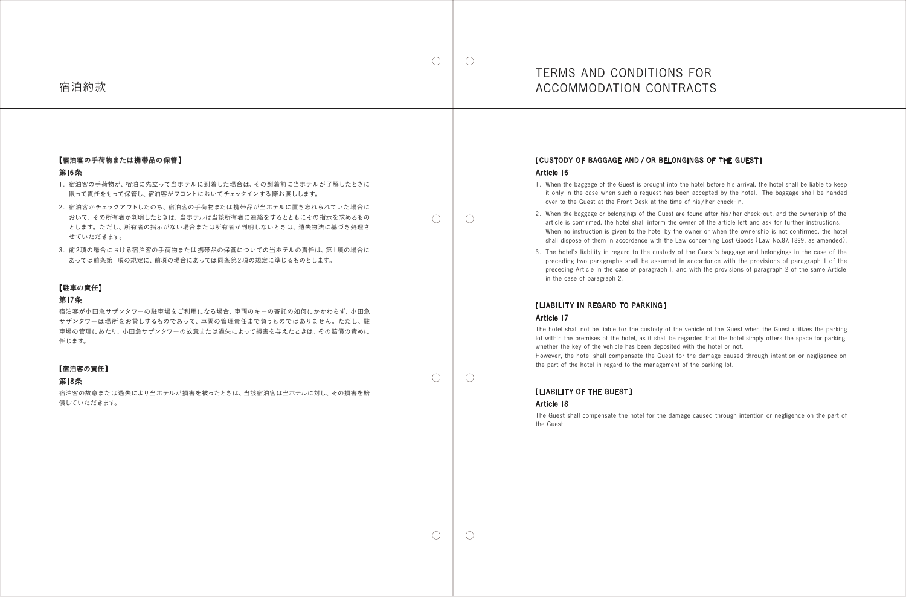# 宿泊約款

**【宿泊客の手荷物または携帯品の保管】**

**第16条**

1. 宿泊客の手荷物が、宿泊に先立って当ホテルに到着した場合は、その到着前に当ホテルが了解したときに限って責任をもって保管し、宿泊客がフロントにおいてチェックインする際お渡しします。
2. 宿泊客がチェックアウトしたのち、宿泊客の手荷物または携帯品が当ホテルに置き忘れられていた場合において、その所有者が判明したときは、当ホテルは当該所有者に連絡をするとともにその指示を求めるものとします。ただし、所有者の指示がない場合または所有者が判明しないときは、遺失物法に基づき処理させていただきます。
3. 前2項の場合における宿泊客の手荷物または携帯品の保管についての当ホテルの責任は、第1項の場合にあっては前条第1項の規定に、前項の場合にあっては同条第2項の規定に準じるものとします。

**【駐車の責任】**

**第17条**

宿泊客が小田急サザンタワーの駐車場をご利用になる場合、車両のキーの寄託の如何にかかわらず、小田急サザンタワーは場所をお貸しするものであって、車両の管理責任まで負うものではありません。ただし、駐車場の管理にあたり、小田急サザンタワーの故意または過失によって損害を与えたときは、その賠償の責めに任じます。

**【宿泊客の責任】**

**第18条**

宿泊客の故意または過失により当ホテルが損害を被ったときは、当該宿泊客は当ホテルに対し、その損害を賠償していただきます。

# TERMS AND CONDITIONS FOR ACCOMMODATION CONTRACTS

**[CUSTODY OF BAGGAGE AND / OR BELONGINGS OF THE GUEST]**

**Article 16**

1. When the baggage of the Guest is brought into the hotel before his arrival, the hotel shall be liable to keep it only in the case when such a request has been accepted by the hotel. The baggage shall be handed over to the Guest at the Front Desk at the time of his / her check-in.
2. When the baggage or belongings of the Guest are found after his / her check-out, and the ownership of the article is confirmed, the hotel shall inform the owner of the article left and ask for further instructions. When no instruction is given to the hotel by the owner or when the ownership is not confirmed, the hotel shall dispose of them in accordance with the Law concerning Lost Goods (Law No.87, 1899, as amended).
3. The hotel's liability in regard to the custody of the Guest's baggage and belongings in the case of the preceding two paragraphs shall be assumed in accordance with the provisions of paragraph 1 of the preceding Article in the case of paragraph 1, and with the provisions of paragraph 2 of the same Article in the case of paragraph 2.

**[LIABILITY IN REGARD TO PARKING]**

**Article 17**

The hotel shall not be liable for the custody of the vehicle of the Guest when the Guest utilizes the parking lot within the premises of the hotel, as it shall be regarded that the hotel simply offers the space for parking, whether the key of the vehicle has been deposited with the hotel or not.
However, the hotel shall compensate the Guest for the damage caused through intention or negligence on the part of the hotel in regard to the management of the parking lot.

**[LIABILITY OF THE GUEST]**

**Article 18**

The Guest shall compensate the hotel for the damage caused through intention or negligence on the part of the Guest.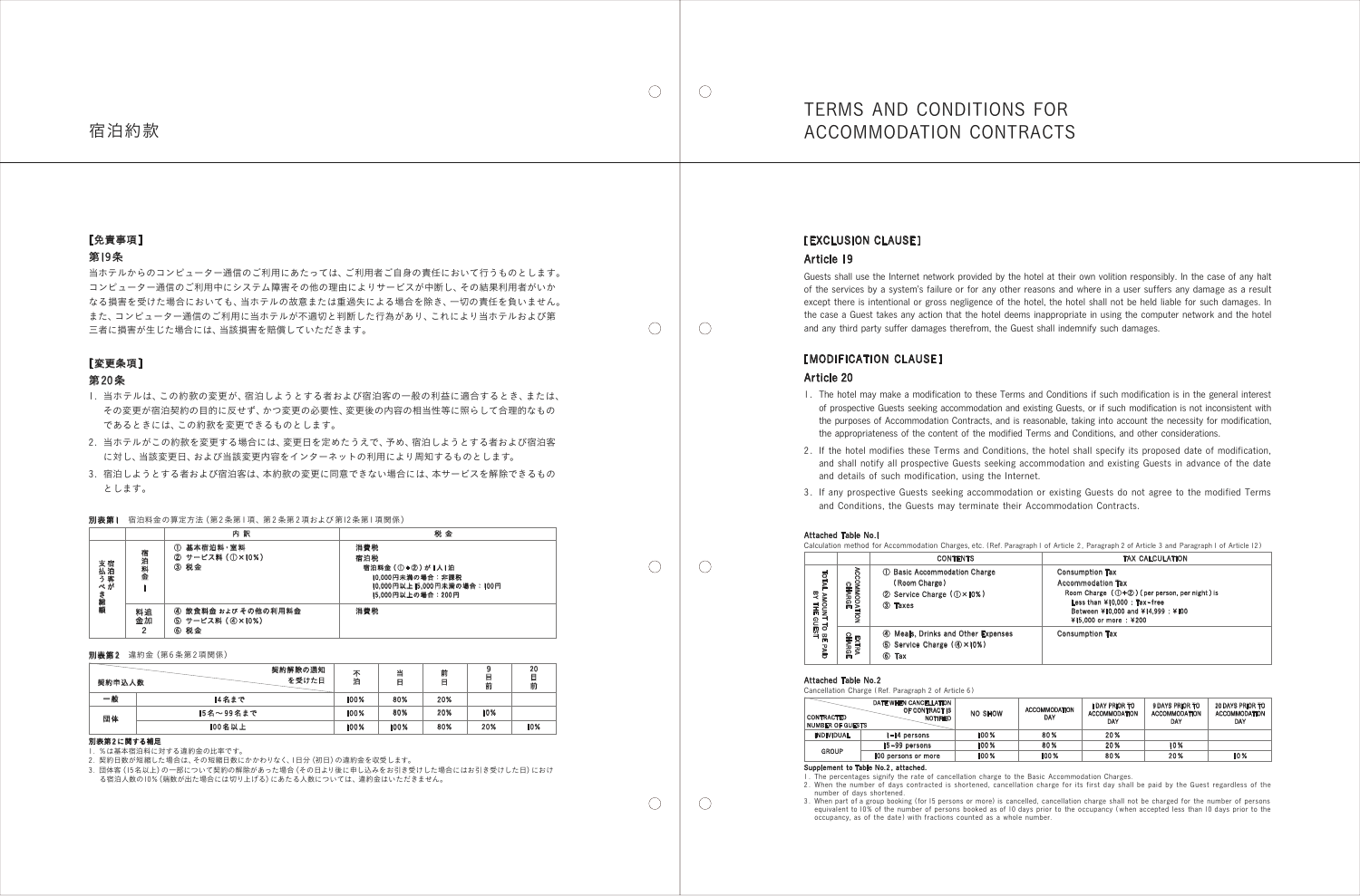# 宿泊約款

## [免責事項]

### 第19条

当ホテルからのコンピューター通信のご利用にあたっては、ご利用者ご自身の責任において行うものとします。コンピューター通信のご利用中にシステム障害その他の理由によりサービスが中断し、その結果利用者がいかなる損害を受けた場合においても、当ホテルの故意または重過失による場合を除き、一切の責任を負いません。また、コンピューター通信のご利用に当ホテルが不適切と判断した行為があり、これにより当ホテルおよび第三者に損害が生じた場合には、当該損害を賠償していただきます。

## [変更条項]

### 第20条

1. 当ホテルは、この約款の変更が、宿泊しようとする者および宿泊客の一般の利益に適合するとき、または、その変更が宿泊契約の目的に反せず、かつ変更の必要性、変更後の内容の相当性等に照らして合理的なものであるときには、この約款を変更できるものとします。
2. 当ホテルがこの約款を変更する場合には、変更日を定めたうえで、予め、宿泊しようとする者および宿泊客に対し、当該変更日、および当該変更内容をインターネットの利用により周知するものとします。
3. 宿泊しようとする者および宿泊客は、本約款の変更に同意できない場合には、本サービスを解除できるものとします。

**別表第1**　宿泊料金の算定方法（第2条第1項、第2条第2項および第12条第1項関係）

| | | 内訳 | 税金 |
|---|---|---|---|
| 支払うべき総額 宿泊客が | 宿泊料金 1 | ① 基本宿泊料・室料<br>② サービス料（①×10%）<br>③ 税金 | 消費税<br>宿泊税<br>宿泊料金（①+②）が1人1泊<br>10,000円未満の場合：非課税<br>10,000円以上15,000円未満の場合：100円<br>15,000円以上の場合：200円 |
| | 追加料金 2 | ④ 飲食料金 およびその他の利用料金<br>⑤ サービス料（④×10%）<br>⑥ 税金 | 消費税 |

**別表第2**　違約金（第6条第2項関係）

| 契約申込人数 ＼ 契約解除の通知を受けた日 | | 不泊 | 当日 | 前日 | 9日前 | 20日前 |
|---|---|---|---|---|---|---|
| 一般 | 14名まで | 100% | 80% | 20% | | |
| 団体 | 15名～99名まで | 100% | 80% | 20% | 10% | |
| | 100名以上 | 100% | 100% | 80% | 20% | 10% |

**別表第2に関する補足**

1. %は基本宿泊料に対する違約金の比率です。
2. 契約日数が短縮した場合は、その短縮日数にかかわりなく、1日分（初日）の違約金を収受します。
3. 団体客（15名以上）の一部について契約の解除があった場合（その日より10日前（その日より後に申し込みをお引き受けした場合にはお引き受けした日）における宿泊人数の10%（端数が出た場合には切り上げる）にあたる人数については、違約金はいただきません。

# TERMS AND CONDITIONS FOR ACCOMMODATION CONTRACTS

## [EXCLUSION CLAUSE]

### Article 19

Guests shall use the Internet network provided by the hotel at their own volition responsibly. In the case of any halt of the services by a system's failure or for any other reasons and where in a user suffers any damage as a result except there is intentional or gross negligence of the hotel, the hotel shall not be held liable for such damages. In the case a Guest takes any action that the hotel deems inappropriate in using the computer network and the hotel and any third party suffer damages therefrom, the Guest shall indemnify such damages.

## [MODIFICATION CLAUSE]

### Article 20

1. The hotel may make a modification to these Terms and Conditions if such modification is in the general interest of prospective Guests seeking accommodation and existing Guests, or if such modification is not inconsistent with the purposes of Accommodation Contracts, and is reasonable, taking into account the necessity for modification, the appropriateness of the content of the modified Terms and Conditions, and other considerations.
2. If the hotel modifies these Terms and Conditions, the hotel shall specify its proposed date of modification, and shall notify all prospective Guests seeking accommodation and existing Guests in advance of the date and details of such modification, using the Internet.
3. If any prospective Guests seeking accommodation or existing Guests do not agree to the modified Terms and Conditions, the Guests may terminate their Accommodation Contracts.

**Attached Table No.1**

Calculation method for Accommodation Charges, etc. (Ref. Paragraph 1 of Article 2, Paragraph 2 of Article 3 and Paragraph 1 of Article 12)

| | | CONTENTS | TAX CALCULATION |
|---|---|---|---|
| TOTAL AMOUNT TO BE PAID BY THE GUEST | ACCOMMODATION CHARGE | ① Basic Accommodation Charge (Room Charge)<br>② Service Charge (①×10%)<br>③ Taxes | Consumption Tax<br>Accommodation Tax<br>Room Charge (①+②) (per person, per night) is<br>Less than ¥10,000 : Tax-free<br>Between ¥10,000 and ¥14,999 : ¥100<br>¥15,000 or more : ¥200 |
| | EXTRA CHARGE | ④ Meals, Drinks and Other Expenses<br>⑤ Service Charge (④×10%)<br>⑥ Tax | Consumption Tax |

**Attached Table No.2**

Cancellation Charge (Ref. Paragraph 2 of Article 6)

| CONTRACTED NUMBER OF GUESTS ＼ DATE WHEN CANCELLATION OF CONTRACT IS NOTIFIED | | NO SHOW | ACCOMMODATION DAY | 1 DAY PRIOR TO ACCOMMODATION DAY | 9 DAYS PRIOR TO ACCOMMODATION DAY | 20 DAYS PRIOR TO ACCOMMODATION DAY |
|---|---|---|---|---|---|---|
| INDIVIDUAL | 1-14 persons | 100% | 80% | 20% | | |
| GROUP | 15-99 persons | 100% | 80% | 20% | 10% | |
| | 100 persons or more | 100% | 100% | 80% | 20% | 10% |

**Supplement to Table No.2, attached.**

1. The percentages signify the rate of cancellation charge to the Basic Accommodation Charges.
2. When the number of days contracted is shortened, cancellation charge for its first day shall be paid by the Guest regardless of the number of days shortened.
3. When part of a group booking (for 15 persons or more) is cancelled, cancellation charge shall not be charged for the number of persons equivalent to 10% of the number of persons booked as of 10 days prior to the occupancy (when accepted less than 10 days prior to the occupancy, as of the date) with fractions counted as a whole number.